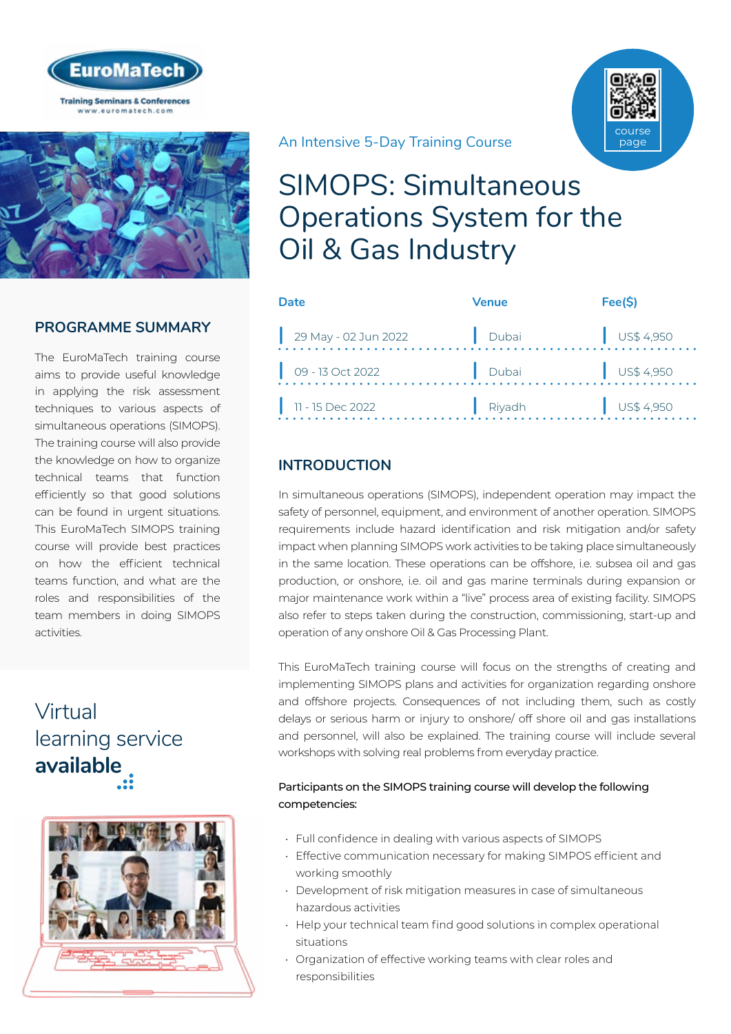EuroMaTech

Training Seminars & Conferences
www.euromatech.com

An Intensive 5-Day Training Course

# SIMOPS: Simultaneous Operations System for the Oil & Gas Industry

course page

| Date | Venue | Fee($) |
| --- | --- | --- |
| 29 May - 02 Jun 2022 | Dubai | US$ 4,950 |
| 09 - 13 Oct 2022 | Dubai | US$ 4,950 |
| 11 - 15 Dec 2022 | Riyadh | US$ 4,950 |

## PROGRAMME SUMMARY

The EuroMaTech training course aims to provide useful knowledge in applying the risk assessment techniques to various aspects of simultaneous operations (SIMOPS). The training course will also provide the knowledge on how to organize technical teams that function efficiently so that good solutions can be found in urgent situations. This EuroMaTech SIMOPS training course will provide best practices on how the efficient technical teams function, and what are the roles and responsibilities of the team members in doing SIMOPS activities.

Virtual learning service **available**

## INTRODUCTION

In simultaneous operations (SIMOPS), independent operation may impact the safety of personnel, equipment, and environment of another operation. SIMOPS requirements include hazard identification and risk mitigation and/or safety impact when planning SIMOPS work activities to be taking place simultaneously in the same location. These operations can be offshore, i.e. subsea oil and gas production, or onshore, i.e. oil and gas marine terminals during expansion or major maintenance work within a "live" process area of existing facility. SIMOPS also refer to steps taken during the construction, commissioning, start-up and operation of any onshore Oil & Gas Processing Plant.

This EuroMaTech training course will focus on the strengths of creating and implementing SIMOPS plans and activities for organization regarding onshore and offshore projects. Consequences of not including them, such as costly delays or serious harm or injury to onshore/ off shore oil and gas installations and personnel, will also be explained. The training course will include several workshops with solving real problems from everyday practice.

Participants on the SIMOPS training course will develop the following competencies:

- Full confidence in dealing with various aspects of SIMOPS
- Effective communication necessary for making SIMPOS efficient and working smoothly
- Development of risk mitigation measures in case of simultaneous hazardous activities
- Help your technical team find good solutions in complex operational situations
- Organization of effective working teams with clear roles and responsibilities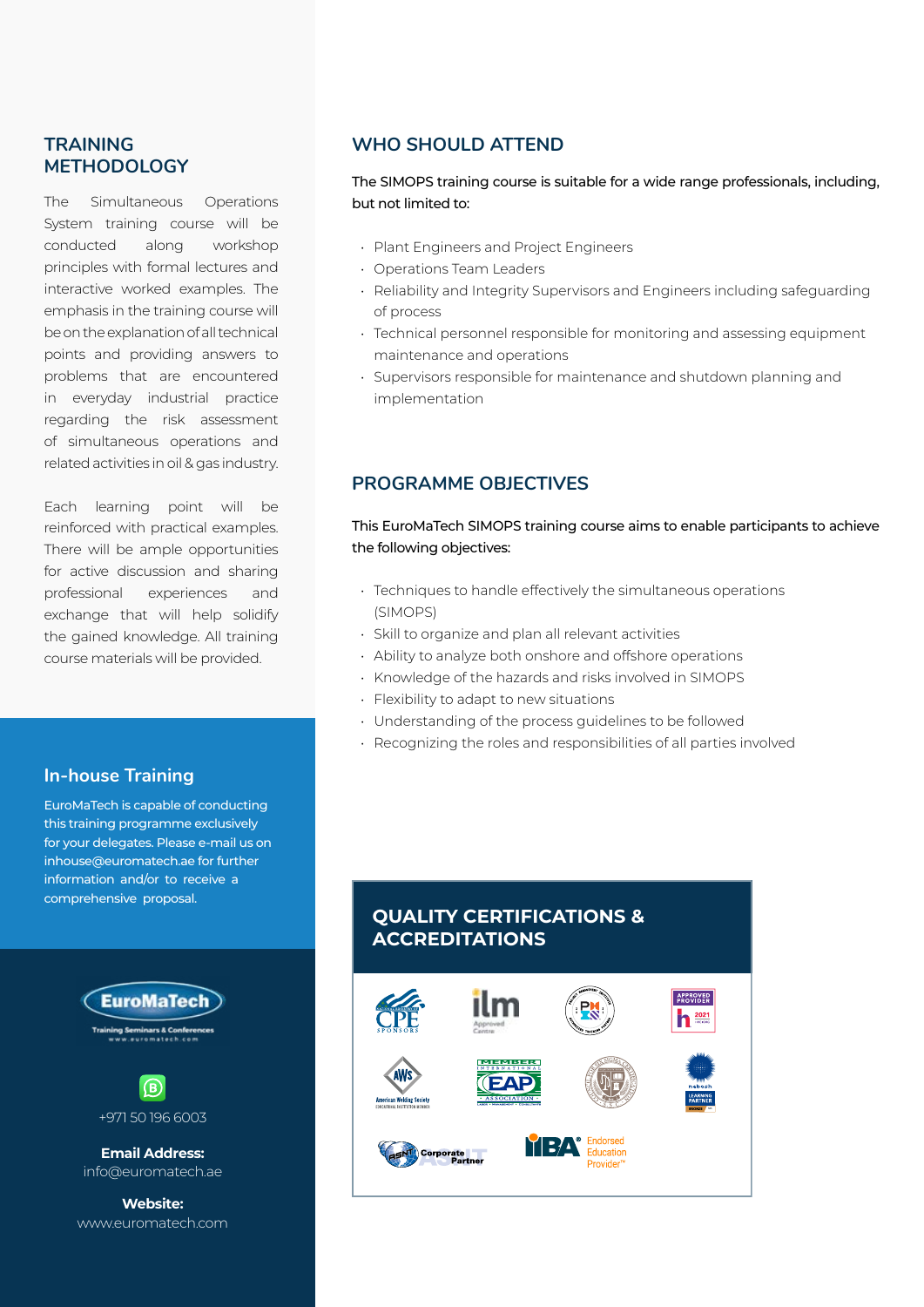## TRAINING METHODOLOGY

The Simultaneous Operations System training course will be conducted along workshop principles with formal lectures and interactive worked examples. The emphasis in the training course will be on the explanation of all technical points and providing answers to problems that are encountered in everyday industrial practice regarding the risk assessment of simultaneous operations and related activities in oil & gas industry.

Each learning point will be reinforced with practical examples. There will be ample opportunities for active discussion and sharing professional experiences and exchange that will help solidify the gained knowledge. All training course materials will be provided.

## In-house Training

EuroMaTech is capable of conducting this training programme exclusively for your delegates. Please e-mail us on inhouse@euromatech.ae for further information and/or to receive a comprehensive proposal.

EuroMaTech
Training Seminars & Conferences
www.euromatech.com

+971 50 196 6003

**Email Address:**
info@euromatech.ae

**Website:**
www.euromatech.com

## WHO SHOULD ATTEND

The SIMOPS training course is suitable for a wide range professionals, including, but not limited to:

- Plant Engineers and Project Engineers
- Operations Team Leaders
- Reliability and Integrity Supervisors and Engineers including safeguarding of process
- Technical personnel responsible for monitoring and assessing equipment maintenance and operations
- Supervisors responsible for maintenance and shutdown planning and implementation

## PROGRAMME OBJECTIVES

This EuroMaTech SIMOPS training course aims to enable participants to achieve the following objectives:

- Techniques to handle effectively the simultaneous operations (SIMOPS)
- Skill to organize and plan all relevant activities
- Ability to analyze both onshore and offshore operations
- Knowledge of the hazards and risks involved in SIMOPS
- Flexibility to adapt to new situations
- Understanding of the process guidelines to be followed
- Recognizing the roles and responsibilities of all parties involved

## QUALITY CERTIFICATIONS & ACCREDITATIONS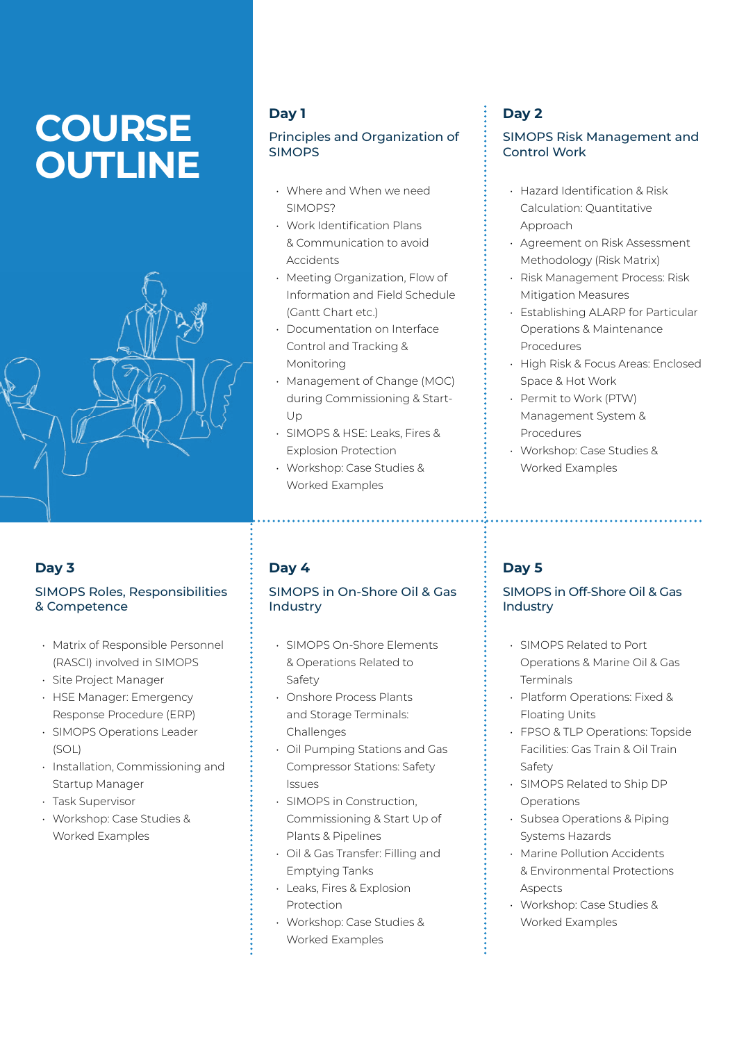# COURSE OUTLINE

## Day 1

### Principles and Organization of SIMOPS

- Where and When we need SIMOPS?
- Work Identification Plans & Communication to avoid Accidents
- Meeting Organization, Flow of Information and Field Schedule (Gantt Chart etc.)
- Documentation on Interface Control and Tracking & Monitoring
- Management of Change (MOC) during Commissioning & Start-Up
- SIMOPS & HSE: Leaks, Fires & Explosion Protection
- Workshop: Case Studies & Worked Examples

## Day 2

### SIMOPS Risk Management and Control Work

- Hazard Identification & Risk Calculation: Quantitative Approach
- Agreement on Risk Assessment Methodology (Risk Matrix)
- Risk Management Process: Risk Mitigation Measures
- Establishing ALARP for Particular Operations & Maintenance Procedures
- High Risk & Focus Areas: Enclosed Space & Hot Work
- Permit to Work (PTW) Management System & Procedures
- Workshop: Case Studies & Worked Examples

## Day 3

### SIMOPS Roles, Responsibilities & Competence

- Matrix of Responsible Personnel (RASCI) involved in SIMOPS
- Site Project Manager
- HSE Manager: Emergency Response Procedure (ERP)
- SIMOPS Operations Leader (SOL)
- Installation, Commissioning and Startup Manager
- Task Supervisor
- Workshop: Case Studies & Worked Examples

## Day 4

### SIMOPS in On-Shore Oil & Gas Industry

- SIMOPS On-Shore Elements & Operations Related to Safety
- Onshore Process Plants and Storage Terminals: Challenges
- Oil Pumping Stations and Gas Compressor Stations: Safety Issues
- SIMOPS in Construction, Commissioning & Start Up of Plants & Pipelines
- Oil & Gas Transfer: Filling and Emptying Tanks
- Leaks, Fires & Explosion Protection
- Workshop: Case Studies & Worked Examples

## Day 5

### SIMOPS in Off-Shore Oil & Gas Industry

- SIMOPS Related to Port Operations & Marine Oil & Gas Terminals
- Platform Operations: Fixed & Floating Units
- FPSO & TLP Operations: Topside Facilities: Gas Train & Oil Train Safety
- SIMOPS Related to Ship DP Operations
- Subsea Operations & Piping Systems Hazards
- Marine Pollution Accidents & Environmental Protections Aspects
- Workshop: Case Studies & Worked Examples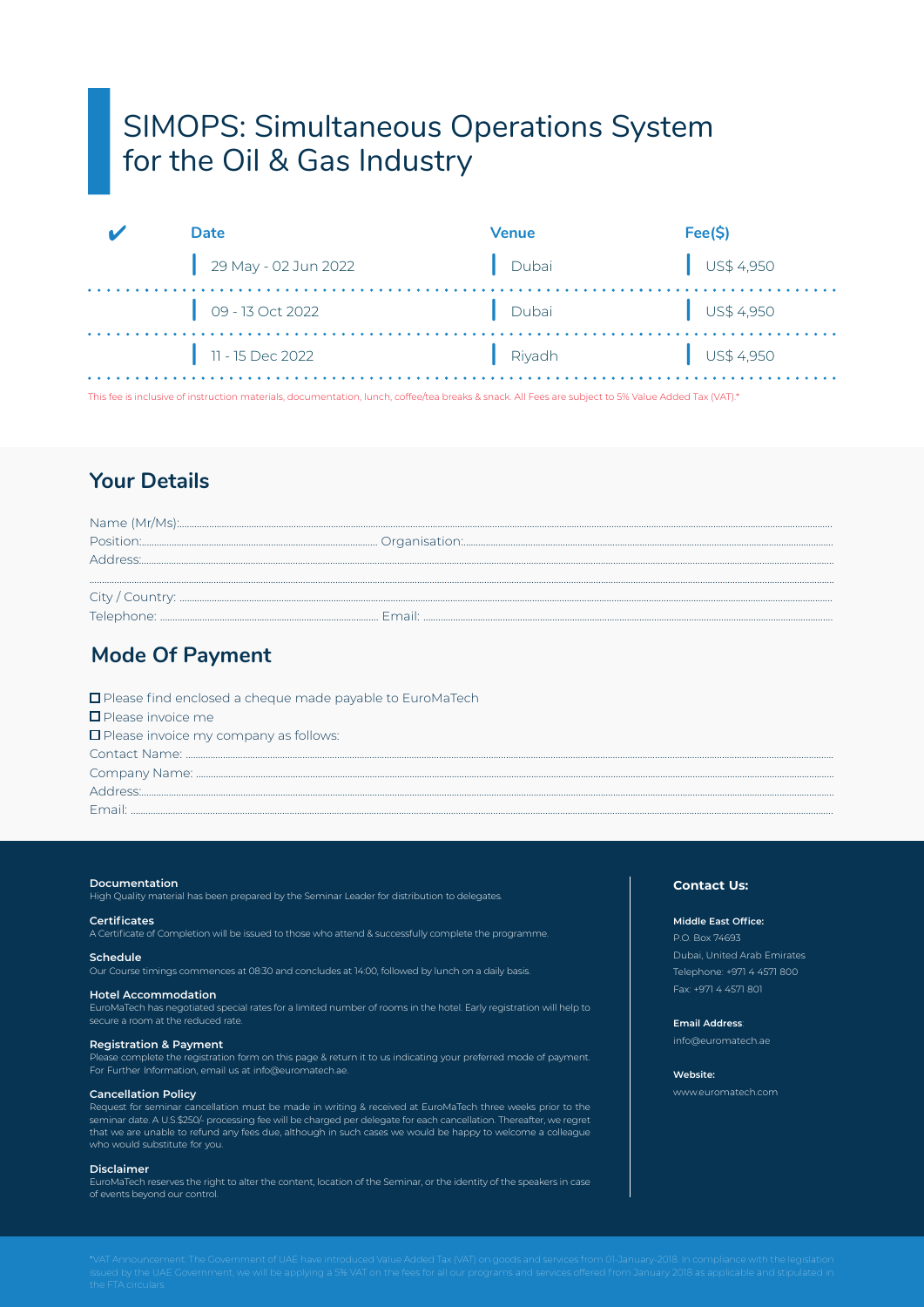# SIMOPS: Simultaneous Operations System for the Oil & Gas Industry

| ✔ | Date | Venue | Fee($) |
|---|---|---|---|
| | 29 May - 02 Jun 2022 | Dubai | US$ 4,950 |
| | 09 - 13 Oct 2022 | Dubai | US$ 4,950 |
| | 11 - 15 Dec 2022 | Riyadh | US$ 4,950 |

This fee is inclusive of instruction materials, documentation, lunch, coffee/tea breaks & snack. All Fees are subject to 5% Value Added Tax (VAT).*

## Your Details

Name (Mr/Ms):.....................................................

Position:..................................... Organisation:.....................................

Address:.....................................................

.....................................................

City / Country: .....................................................

Telephone: ..................................... Email: .....................................

## Mode Of Payment

- ☐ Please find enclosed a cheque made payable to EuroMaTech
- ☐ Please invoice me
- ☐ Please invoice my company as follows:

Contact Name: .....................................................

Company Name: .....................................................

Address:.....................................................

Email: .....................................................

**Documentation**
High Quality material has been prepared by the Seminar Leader for distribution to delegates.

**Certificates**
A Certificate of Completion will be issued to those who attend & successfully complete the programme.

**Schedule**
Our Course timings commences at 08:30 and concludes at 14:00, followed by lunch on a daily basis.

**Hotel Accommodation**
EuroMaTech has negotiated special rates for a limited number of rooms in the hotel. Early registration will help to secure a room at the reduced rate.

**Registration & Payment**
Please complete the registration form on this page & return it to us indicating your preferred mode of payment. For Further Information, email us at info@euromatech.ae.

**Cancellation Policy**
Request for seminar cancellation must be made in writing & received at EuroMaTech three weeks prior to the seminar date. A U.S $250/- processing fee will be charged per delegate for each cancellation. Thereafter, we regret that we are unable to refund any fees due, although in such cases we would be happy to welcome a colleague who would substitute for you.

**Disclaimer**
EuroMaTech reserves the right to alter the content, location of the Seminar, or the identity of the speakers in case of events beyond our control.

**Contact Us:**

**Middle East Office:**
P.O. Box 74693
Dubai, United Arab Emirates
Telephone: +971 4 4571 800
Fax: +971 4 4571 801

**Email Address**
info@euromatech.ae

**Website:**
www.euromatech.com

*VAT Announcement: The Government of UAE have introduced Value Added Tax (VAT) on goods and services from 01-January-2018. In compliance with the legislation issued by the UAE Government, we will be applying a 5% VAT on the fees for all our programs and services offered from January 2018 as applicable and stipulated in the FTA circulars.